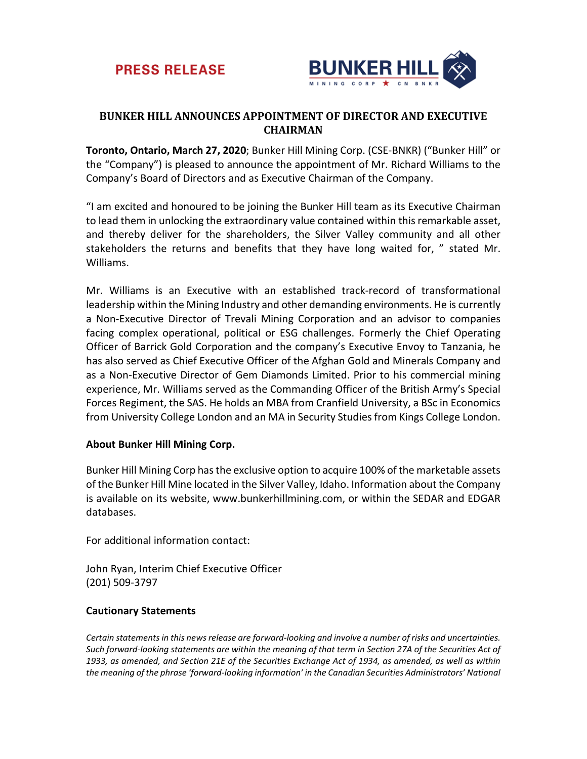PRESS RELEASE

BUNKER HILL MINING CORP ★ CN BNKR

# BUNKER HILL ANNOUNCES APPOINTMENT OF DIRECTOR AND EXECUTIVE CHAIRMAN

**Toronto, Ontario, March 27, 2020**; Bunker Hill Mining Corp. (CSE-BNKR) ("Bunker Hill" or the "Company") is pleased to announce the appointment of Mr. Richard Williams to the Company's Board of Directors and as Executive Chairman of the Company.

"I am excited and honoured to be joining the Bunker Hill team as its Executive Chairman to lead them in unlocking the extraordinary value contained within this remarkable asset, and thereby deliver for the shareholders, the Silver Valley community and all other stakeholders the returns and benefits that they have long waited for, " stated Mr. Williams.

Mr. Williams is an Executive with an established track-record of transformational leadership within the Mining Industry and other demanding environments. He is currently a Non-Executive Director of Trevali Mining Corporation and an advisor to companies facing complex operational, political or ESG challenges. Formerly the Chief Operating Officer of Barrick Gold Corporation and the company's Executive Envoy to Tanzania, he has also served as Chief Executive Officer of the Afghan Gold and Minerals Company and as a Non-Executive Director of Gem Diamonds Limited. Prior to his commercial mining experience, Mr. Williams served as the Commanding Officer of the British Army's Special Forces Regiment, the SAS. He holds an MBA from Cranfield University, a BSc in Economics from University College London and an MA in Security Studies from Kings College London.

**About Bunker Hill Mining Corp.**

Bunker Hill Mining Corp has the exclusive option to acquire 100% of the marketable assets of the Bunker Hill Mine located in the Silver Valley, Idaho. Information about the Company is available on its website, www.bunkerhillmining.com, or within the SEDAR and EDGAR databases.

For additional information contact:

John Ryan, Interim Chief Executive Officer
(201) 509-3797

**Cautionary Statements**

*Certain statements in this news release are forward-looking and involve a number of risks and uncertainties. Such forward-looking statements are within the meaning of that term in Section 27A of the Securities Act of 1933, as amended, and Section 21E of the Securities Exchange Act of 1934, as amended, as well as within the meaning of the phrase 'forward-looking information' in the Canadian Securities Administrators' National*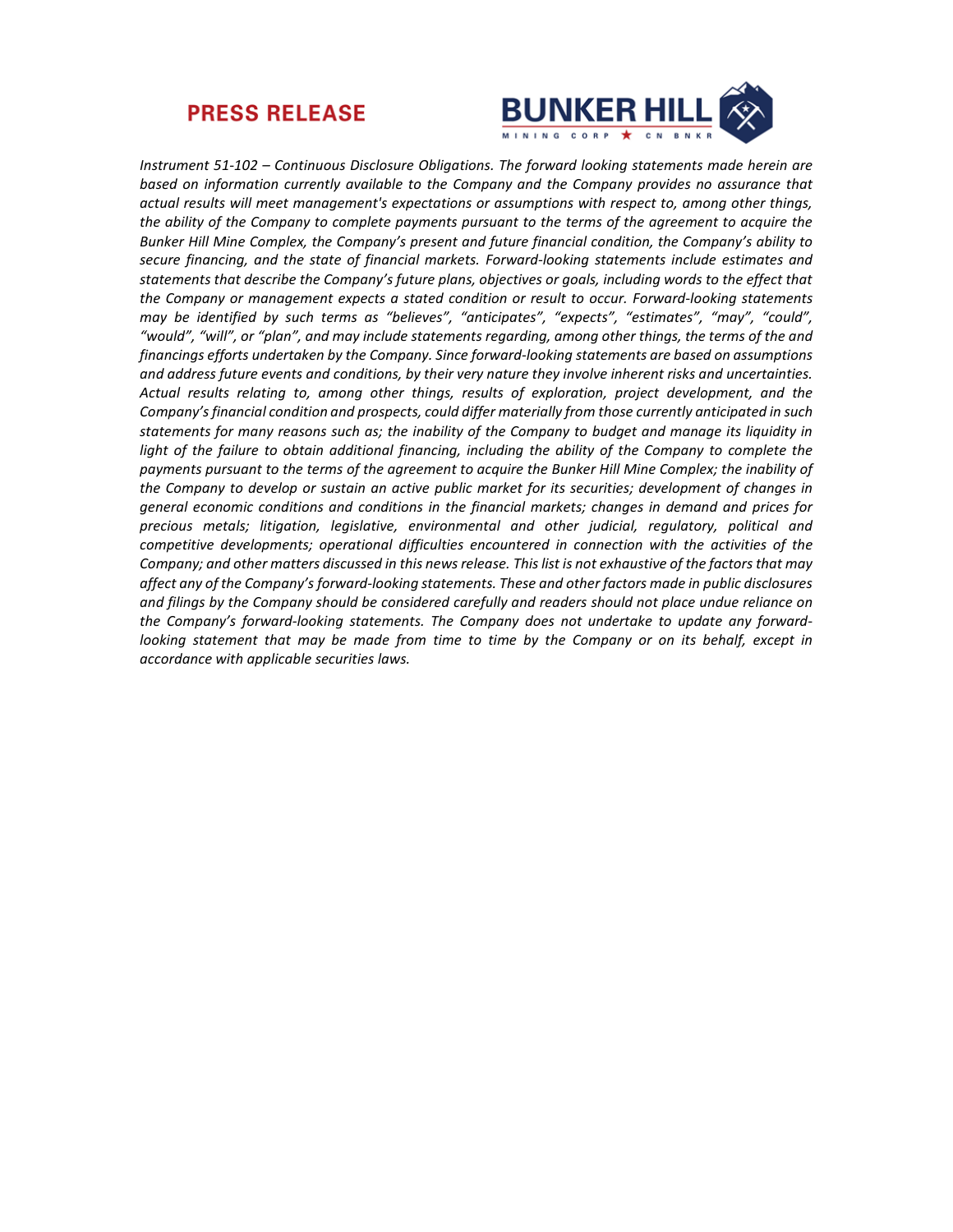*Instrument 51-102 – Continuous Disclosure Obligations. The forward looking statements made herein are based on information currently available to the Company and the Company provides no assurance that actual results will meet management's expectations or assumptions with respect to, among other things, the ability of the Company to complete payments pursuant to the terms of the agreement to acquire the Bunker Hill Mine Complex, the Company's present and future financial condition, the Company's ability to secure financing, and the state of financial markets. Forward-looking statements include estimates and statements that describe the Company's future plans, objectives or goals, including words to the effect that the Company or management expects a stated condition or result to occur. Forward-looking statements may be identified by such terms as "believes", "anticipates", "expects", "estimates", "may", "could", "would", "will", or "plan", and may include statements regarding, among other things, the terms of the and financings efforts undertaken by the Company. Since forward-looking statements are based on assumptions and address future events and conditions, by their very nature they involve inherent risks and uncertainties. Actual results relating to, among other things, results of exploration, project development, and the Company's financial condition and prospects, could differ materially from those currently anticipated in such statements for many reasons such as; the inability of the Company to budget and manage its liquidity in light of the failure to obtain additional financing, including the ability of the Company to complete the payments pursuant to the terms of the agreement to acquire the Bunker Hill Mine Complex; the inability of the Company to develop or sustain an active public market for its securities; development of changes in general economic conditions and conditions in the financial markets; changes in demand and prices for precious metals; litigation, legislative, environmental and other judicial, regulatory, political and competitive developments; operational difficulties encountered in connection with the activities of the Company; and other matters discussed in this news release. This list is not exhaustive of the factors that may affect any of the Company's forward-looking statements. These and other factors made in public disclosures and filings by the Company should be considered carefully and readers should not place undue reliance on the Company's forward-looking statements. The Company does not undertake to update any forward-looking statement that may be made from time to time by the Company or on its behalf, except in accordance with applicable securities laws.*